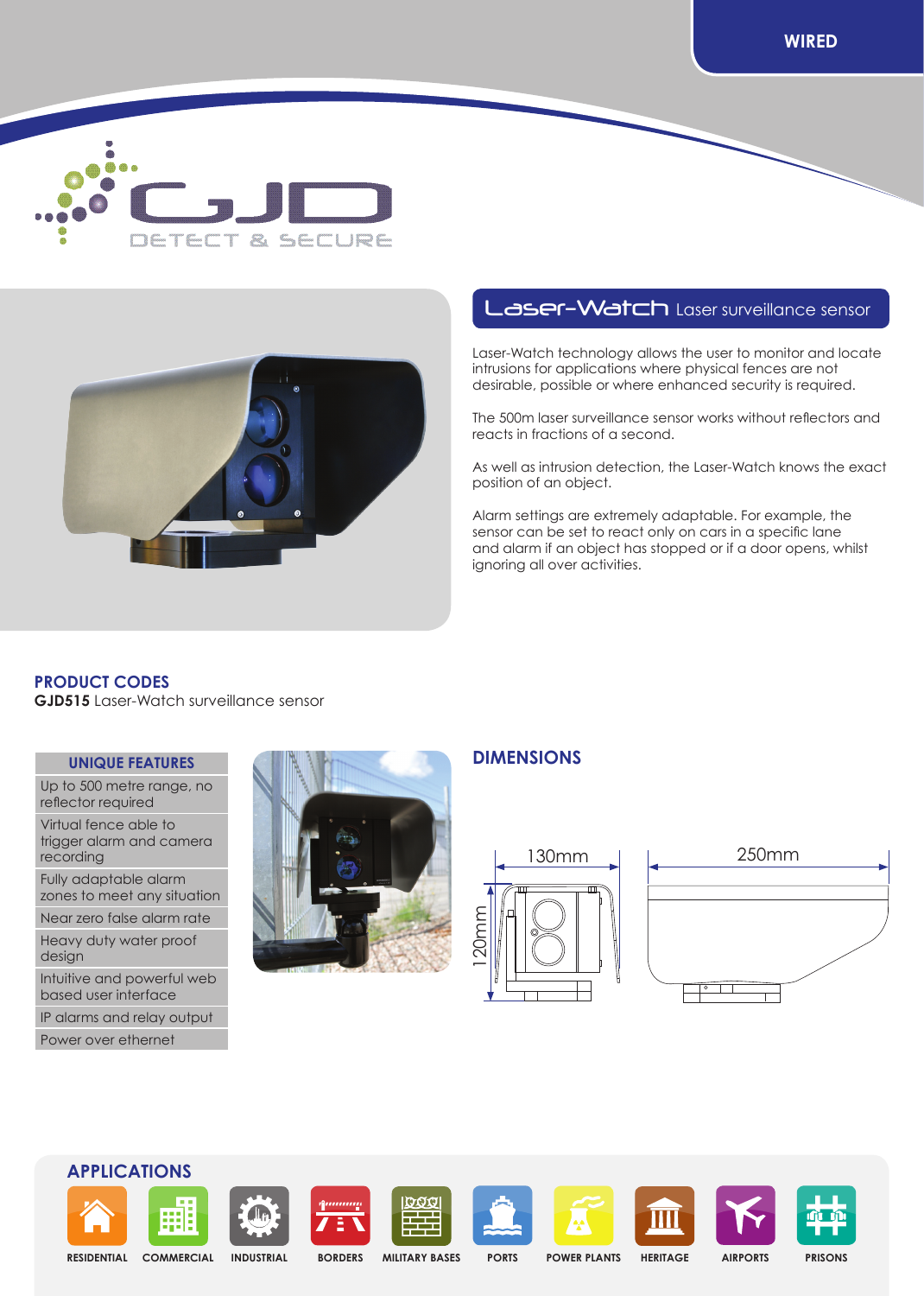WIRED

GJD

DETECT & SECURE

## Laser-Watch Laser surveillance sensor

Laser-Watch technology allows the user to monitor and locate intrusions for applications where physical fences are not desirable, possible or where enhanced security is required.

The 500m laser surveillance sensor works without reflectors and reacts in fractions of a second.

As well as intrusion detection, the Laser-Watch knows the exact position of an object.

Alarm settings are extremely adaptable. For example, the sensor can be set to react only on cars in a specific lane and alarm if an object has stopped or if a door opens, whilst ignoring all over activities.

## PRODUCT CODES

**GJD515** Laser-Watch surveillance sensor

| UNIQUE FEATURES |
| --- |
| Up to 500 metre range, no reflector required |
| Virtual fence able to trigger alarm and camera recording |
| Fully adaptable alarm zones to meet any situation |
| Near zero false alarm rate |
| Heavy duty water proof design |
| Intuitive and powerful web based user interface |
| IP alarms and relay output |
| Power over ethernet |

## DIMENSIONS

130mm

120mm

250mm

## APPLICATIONS

RESIDENTIAL | COMMERCIAL | INDUSTRIAL | BORDERS | MILITARY BASES | PORTS | POWER PLANTS | HERITAGE | AIRPORTS | PRISONS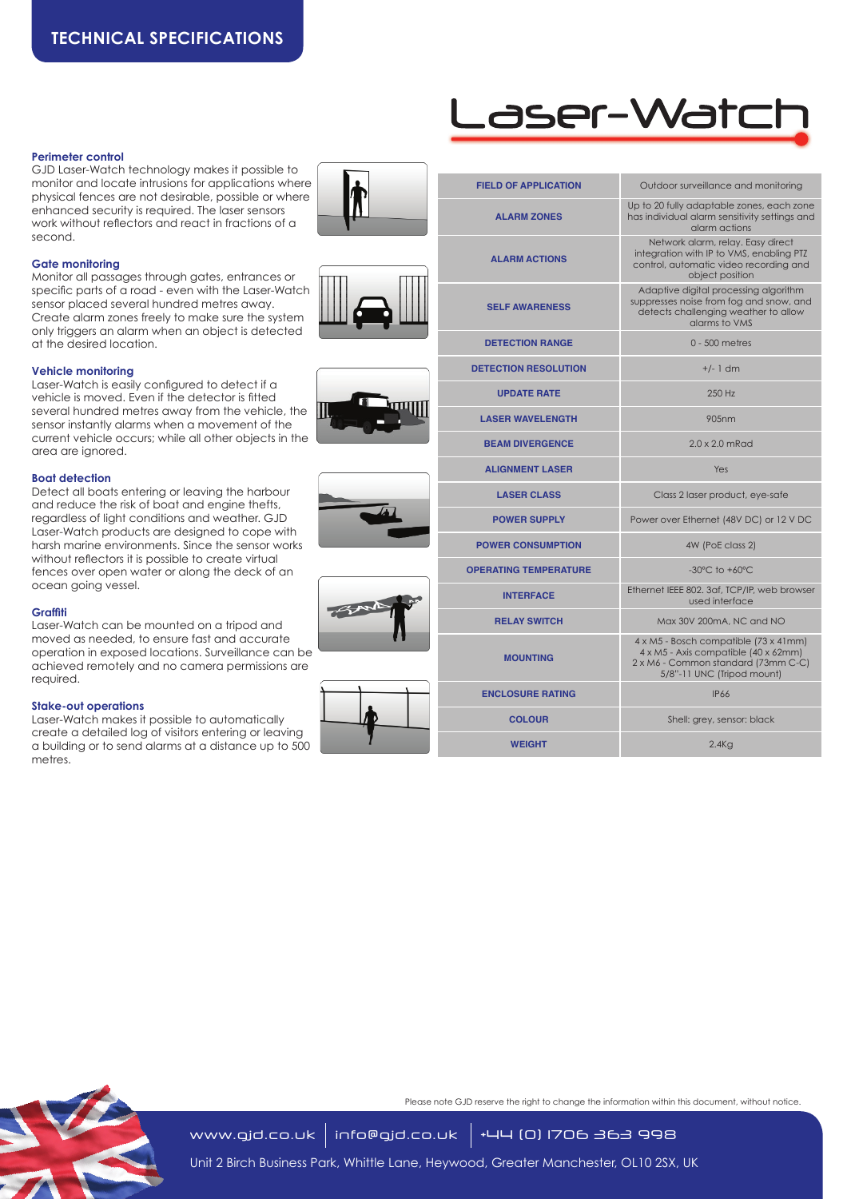# TECHNICAL SPECIFICATIONS

## Laser-Watch

### Perimeter control
GJD Laser-Watch technology makes it possible to monitor and locate intrusions for applications where physical fences are not desirable, possible or where enhanced security is required. The laser sensors work without reflectors and react in fractions of a second.

### Gate monitoring
Monitor all passages through gates, entrances or specific parts of a road - even with the Laser-Watch sensor placed several hundred metres away. Create alarm zones freely to make sure the system only triggers an alarm when an object is detected at the desired location.

### Vehicle monitoring
Laser-Watch is easily configured to detect if a vehicle is moved. Even if the detector is fitted several hundred metres away from the vehicle, the sensor instantly alarms when a movement of the current vehicle occurs; while all other objects in the area are ignored.

### Boat detection
Detect all boats entering or leaving the harbour and reduce the risk of boat and engine thefts, regardless of light conditions and weather. GJD Laser-Watch products are designed to cope with harsh marine environments. Since the sensor works without reflectors it is possible to create virtual fences over open water or along the deck of an ocean going vessel.

### Graffiti
Laser-Watch can be mounted on a tripod and moved as needed, to ensure fast and accurate operation in exposed locations. Surveillance can be achieved remotely and no camera permissions are required.

### Stake-out operations
Laser-Watch makes it possible to automatically create a detailed log of visitors entering or leaving a building or to send alarms at a distance up to 500 metres.

| | |
|---|---|
| FIELD OF APPLICATION | Outdoor surveillance and monitoring |
| ALARM ZONES | Up to 20 fully adaptable zones, each zone has individual alarm sensitivity settings and alarm actions |
| ALARM ACTIONS | Network alarm, relay. Easy direct integration with IP to VMS, enabling PTZ control, automatic video recording and object position |
| SELF AWARENESS | Adaptive digital processing algorithm suppresses noise from fog and snow, and detects challenging weather to allow alarms to VMS |
| DETECTION RANGE | 0 - 500 metres |
| DETECTION RESOLUTION | +/- 1 dm |
| UPDATE RATE | 250 Hz |
| LASER WAVELENGTH | 905nm |
| BEAM DIVERGENCE | 2.0 x 2.0 mRad |
| ALIGNMENT LASER | Yes |
| LASER CLASS | Class 2 laser product, eye-safe |
| POWER SUPPLY | Power over Ethernet (48V DC) or 12 V DC |
| POWER CONSUMPTION | 4W (PoE class 2) |
| OPERATING TEMPERATURE | -30°C to +60°C |
| INTERFACE | Ethernet IEEE 802. 3af, TCP/IP, web browser used interface |
| RELAY SWITCH | Max 30V 200mA, NC and NO |
| MOUNTING | 4 x M5 - Bosch compatible (73 x 41mm) 4 x M5 - Axis compatible (40 x 62mm) 2 x M6 - Common standard (73mm C-C) 5/8"-11 UNC (Tripod mount) |
| ENCLOSURE RATING | IP66 |
| COLOUR | Shell: grey, sensor: black |
| WEIGHT | 2.4Kg |

Please note GJD reserve the right to change the information within this document, without notice.

www.gjd.co.uk | info@gjd.co.uk | +44 (0) 1706 363 998

Unit 2 Birch Business Park, Whittle Lane, Heywood, Greater Manchester, OL10 2SX, UK